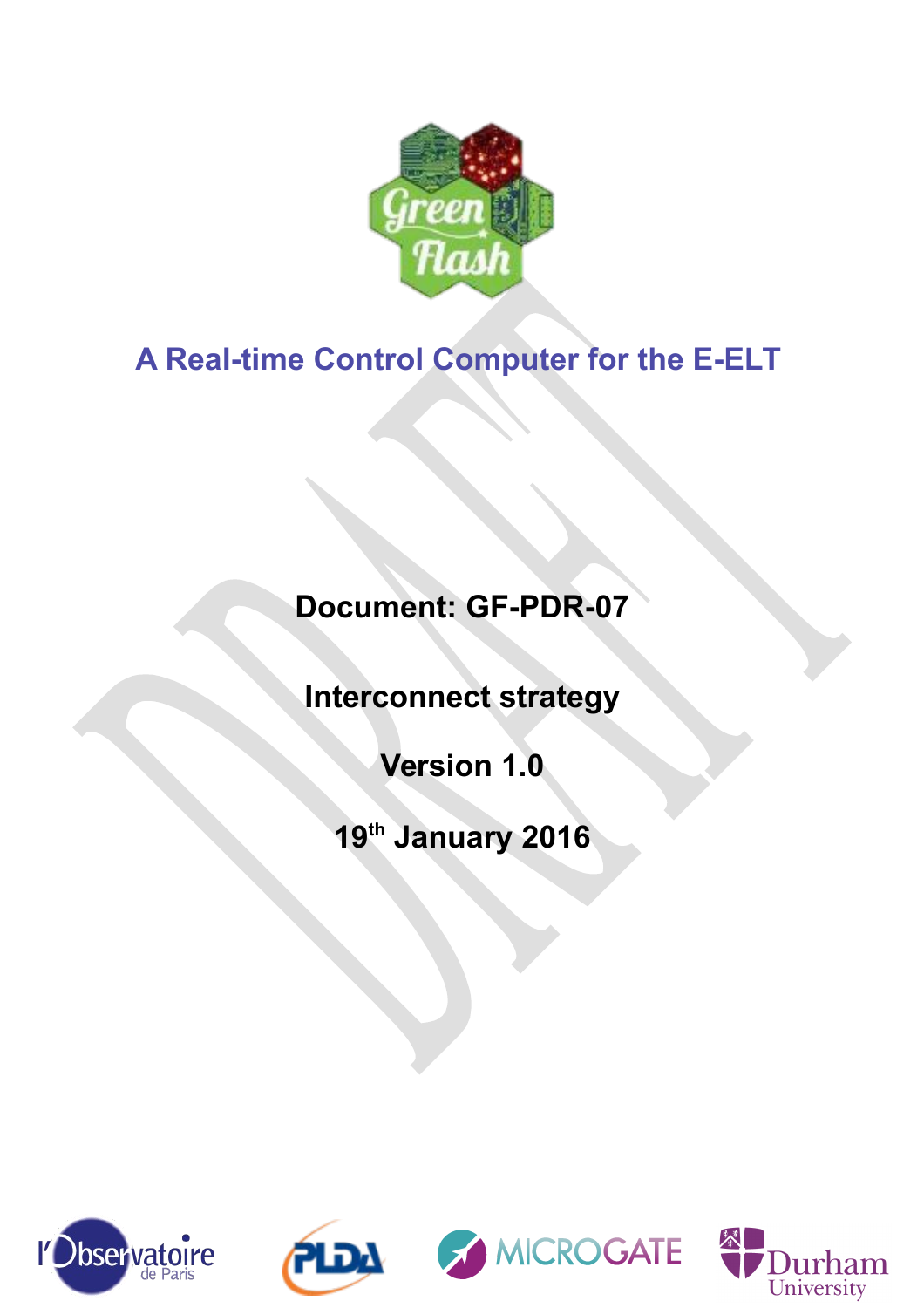# A Real-time Control Computer for the E-ELT

**Document: GF-PDR-07**

**Interconnect strategy**

**Version 1.0**

**19th January 2016**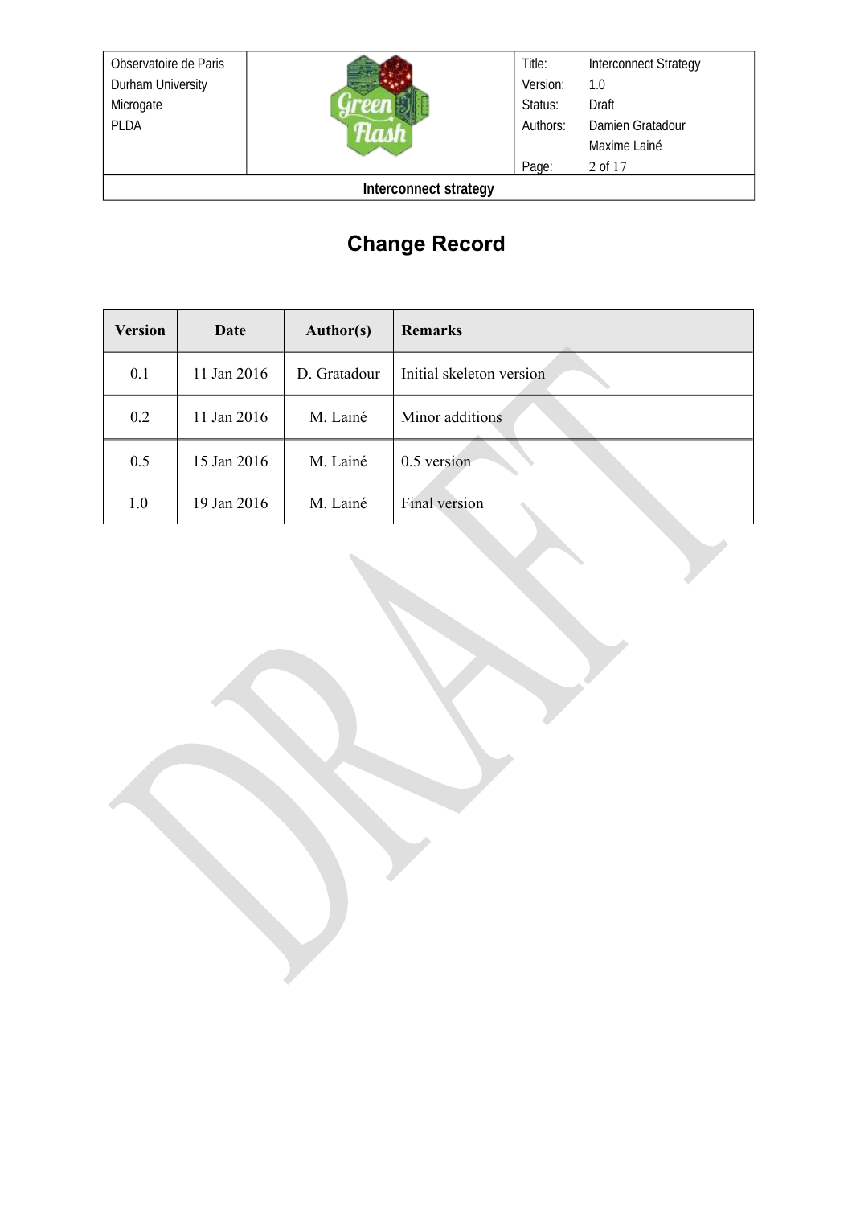# Change Record

| Version | Date | Author(s) | Remarks |
|---|---|---|---|
| 0.1 | 11 Jan 2016 | D. Gratadour | Initial skeleton version |
| 0.2 | 11 Jan 2016 | M. Lainé | Minor additions |
| 0.5 | 15 Jan 2016 | M. Lainé | 0.5 version |
| 1.0 | 19 Jan 2016 | M. Lainé | Final version |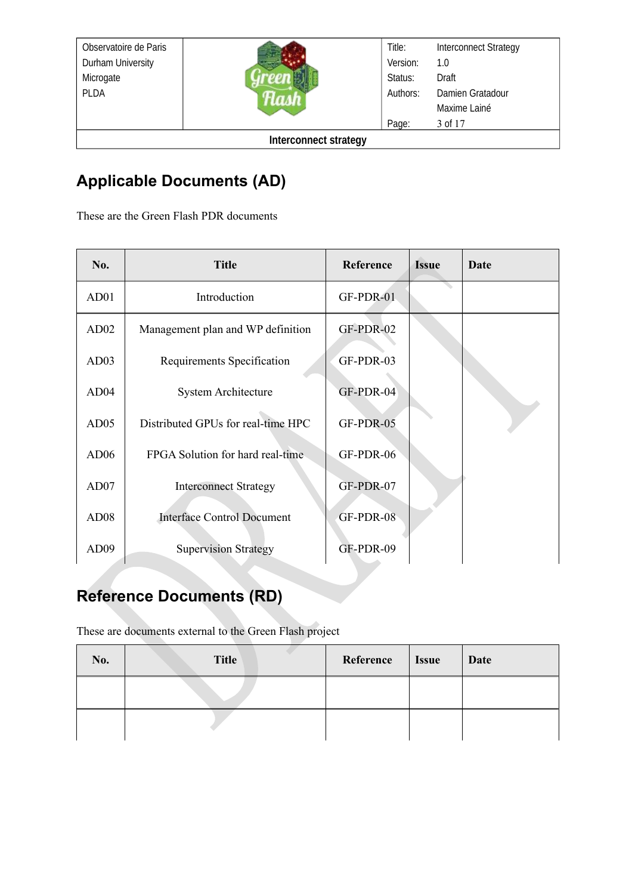# Applicable Documents (AD)

These are the Green Flash PDR documents

| No. | Title | Reference | Issue | Date |
|---|---|---|---|---|
| AD01 | Introduction | GF-PDR-01 | | |
| AD02 | Management plan and WP definition | GF-PDR-02 | | |
| AD03 | Requirements Specification | GF-PDR-03 | | |
| AD04 | System Architecture | GF-PDR-04 | | |
| AD05 | Distributed GPUs for real-time HPC | GF-PDR-05 | | |
| AD06 | FPGA Solution for hard real-time | GF-PDR-06 | | |
| AD07 | Interconnect Strategy | GF-PDR-07 | | |
| AD08 | Interface Control Document | GF-PDR-08 | | |
| AD09 | Supervision Strategy | GF-PDR-09 | | |

# Reference Documents (RD)

These are documents external to the Green Flash project

| No. | Title | Reference | Issue | Date |
|---|---|---|---|---|
| | | | | |
| | | | | |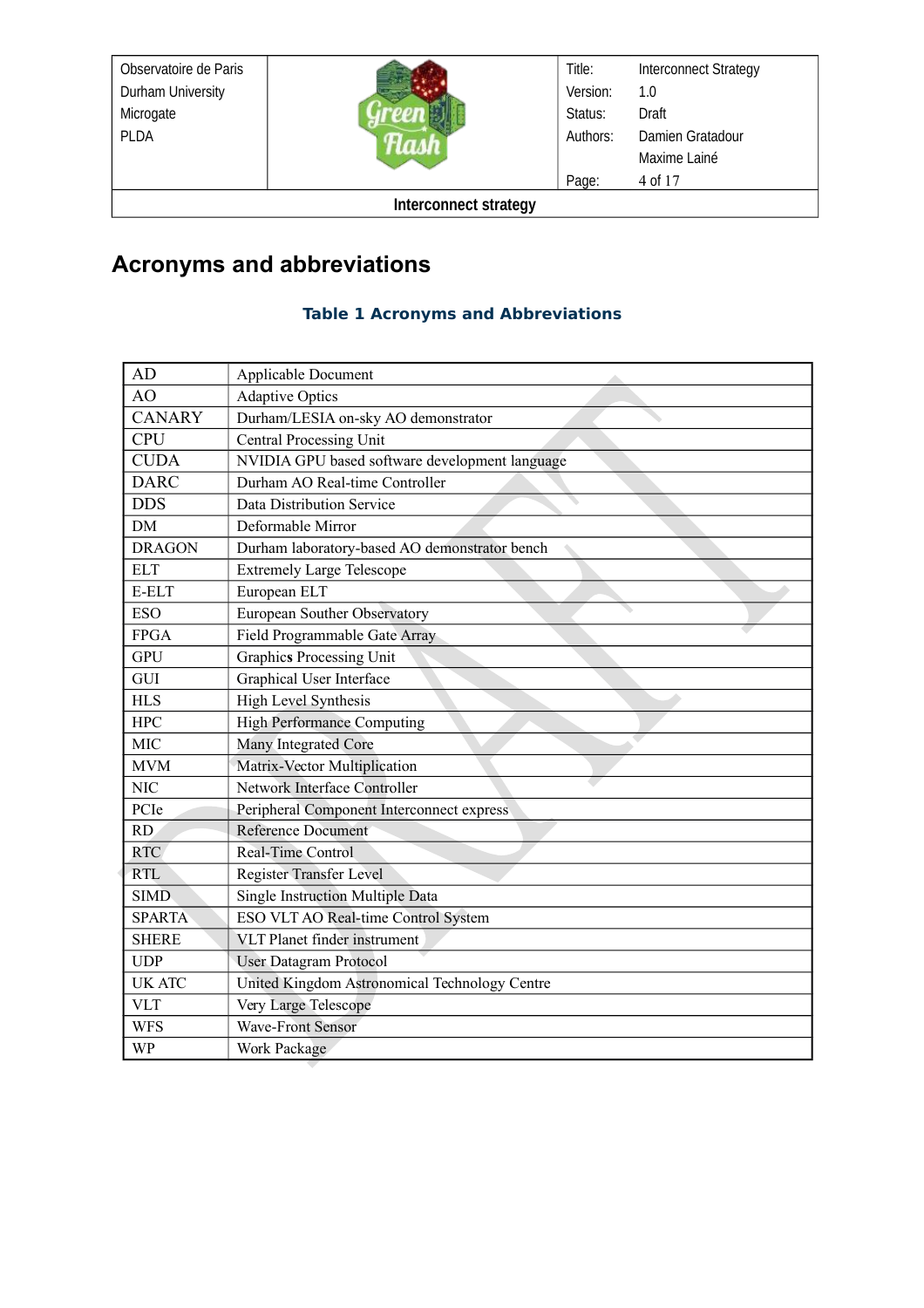# Acronyms and abbreviations

**Table 1 Acronyms and Abbreviations**

| | |
|---|---|
| AD | Applicable Document |
| AO | Adaptive Optics |
| CANARY | Durham/LESIA on-sky AO demonstrator |
| CPU | Central Processing Unit |
| CUDA | NVIDIA GPU based software development language |
| DARC | Durham AO Real-time Controller |
| DDS | Data Distribution Service |
| DM | Deformable Mirror |
| DRAGON | Durham laboratory-based AO demonstrator bench |
| ELT | Extremely Large Telescope |
| E-ELT | European ELT |
| ESO | European Souther Observatory |
| FPGA | Field Programmable Gate Array |
| GPU | Graphics Processing Unit |
| GUI | Graphical User Interface |
| HLS | High Level Synthesis |
| HPC | High Performance Computing |
| MIC | Many Integrated Core |
| MVM | Matrix-Vector Multiplication |
| NIC | Network Interface Controller |
| PCIe | Peripheral Component Interconnect express |
| RD | Reference Document |
| RTC | Real-Time Control |
| RTL | Register Transfer Level |
| SIMD | Single Instruction Multiple Data |
| SPARTA | ESO VLT AO Real-time Control System |
| SHERE | VLT Planet finder instrument |
| UDP | User Datagram Protocol |
| UK ATC | United Kingdom Astronomical Technology Centre |
| VLT | Very Large Telescope |
| WFS | Wave-Front Sensor |
| WP | Work Package |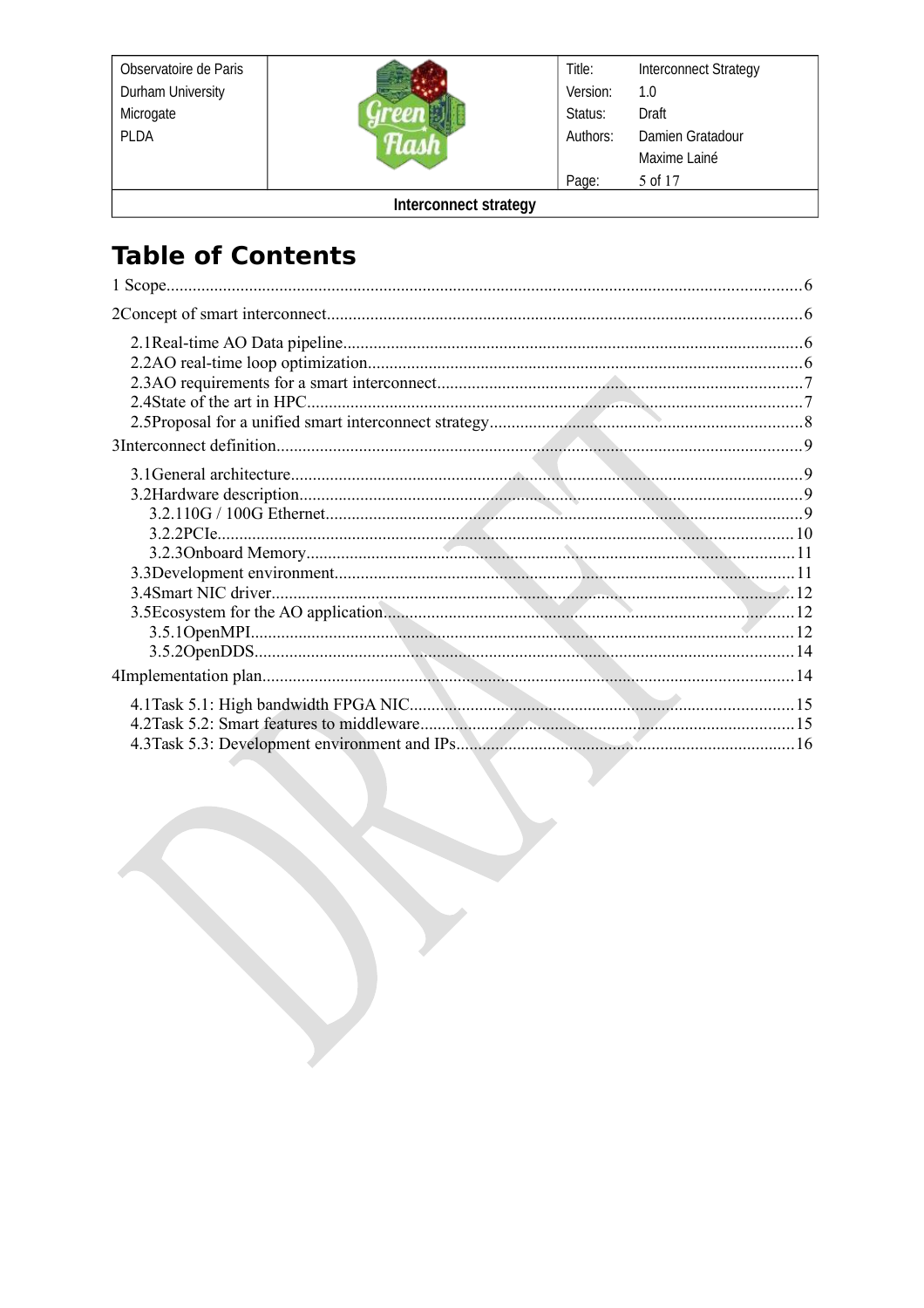# Table of Contents

1 Scope....6

2Concept of smart interconnect....6

- 2.1Real-time AO Data pipeline....6
- 2.2AO real-time loop optimization....6
- 2.3AO requirements for a smart interconnect....7
- 2.4State of the art in HPC....7
- 2.5Proposal for a unified smart interconnect strategy....8

3Interconnect definition....9

- 3.1General architecture....9
- 3.2Hardware description....9
  - 3.2.110G / 100G Ethernet....9
  - 3.2.2PCIe....10
  - 3.2.3Onboard Memory....11
- 3.3Development environment....11
- 3.4Smart NIC driver....12
- 3.5Ecosystem for the AO application....12
  - 3.5.1OpenMPI....12
  - 3.5.2OpenDDS....14

4Implementation plan....14

- 4.1Task 5.1: High bandwidth FPGA NIC....15
- 4.2Task 5.2: Smart features to middleware....15
- 4.3Task 5.3: Development environment and IPs....16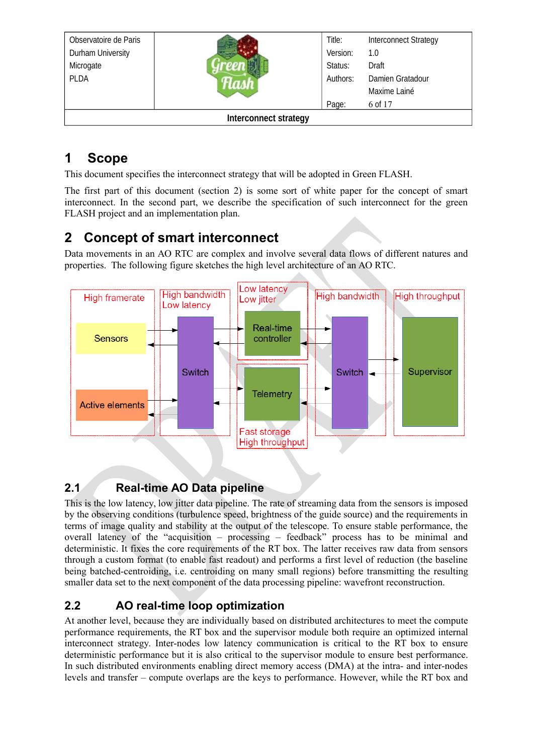# 1 Scope

This document specifies the interconnect strategy that will be adopted in Green FLASH.

The first part of this document (section 2) is some sort of white paper for the concept of smart interconnect. In the second part, we describe the specification of such interconnect for the green FLASH project and an implementation plan.

# 2 Concept of smart interconnect

Data movements in an AO RTC are complex and involve several data flows of different natures and properties. The following figure sketches the high level architecture of an AO RTC.

## 2.1 Real-time AO Data pipeline

This is the low latency, low jitter data pipeline. The rate of streaming data from the sensors is imposed by the observing conditions (turbulence speed, brightness of the guide source) and the requirements in terms of image quality and stability at the output of the telescope. To ensure stable performance, the overall latency of the “acquisition – processing – feedback” process has to be minimal and deterministic. It fixes the core requirements of the RT box. The latter receives raw data from sensors through a custom format (to enable fast readout) and performs a first level of reduction (the baseline being batched-centroiding, i.e. centroiding on many small regions) before transmitting the resulting smaller data set to the next component of the data processing pipeline: wavefront reconstruction.

## 2.2 AO real-time loop optimization

At another level, because they are individually based on distributed architectures to meet the compute performance requirements, the RT box and the supervisor module both require an optimized internal interconnect strategy. Inter-nodes low latency communication is critical to the RT box to ensure deterministic performance but it is also critical to the supervisor module to ensure best performance. In such distributed environments enabling direct memory access (DMA) at the intra- and inter-nodes levels and transfer – compute overlaps are the keys to performance. However, while the RT box and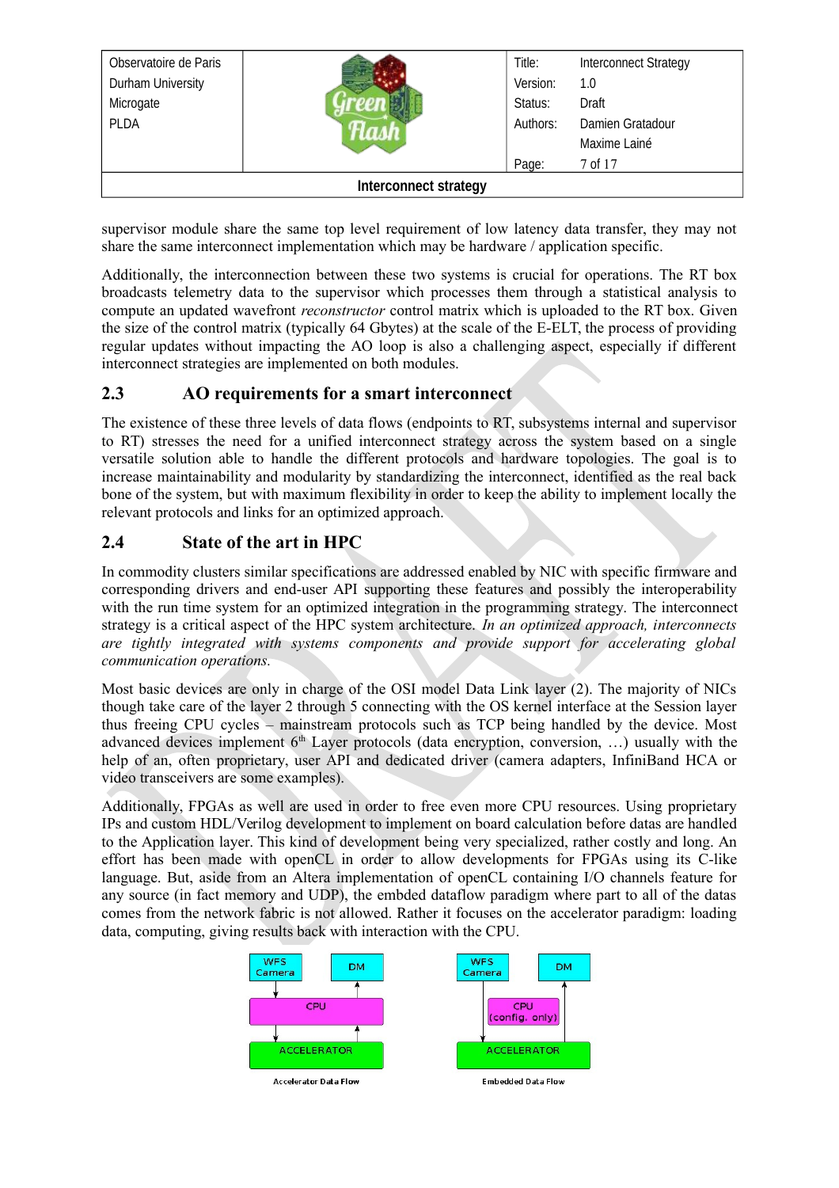supervisor module share the same top level requirement of low latency data transfer, they may not share the same interconnect implementation which may be hardware / application specific.

Additionally, the interconnection between these two systems is crucial for operations. The RT box broadcasts telemetry data to the supervisor which processes them through a statistical analysis to compute an updated wavefront *reconstructor* control matrix which is uploaded to the RT box. Given the size of the control matrix (typically 64 Gbytes) at the scale of the E-ELT, the process of providing regular updates without impacting the AO loop is also a challenging aspect, especially if different interconnect strategies are implemented on both modules.

## 2.3 AO requirements for a smart interconnect

The existence of these three levels of data flows (endpoints to RT, subsystems internal and supervisor to RT) stresses the need for a unified interconnect strategy across the system based on a single versatile solution able to handle the different protocols and hardware topologies. The goal is to increase maintainability and modularity by standardizing the interconnect, identified as the real back bone of the system, but with maximum flexibility in order to keep the ability to implement locally the relevant protocols and links for an optimized approach.

## 2.4 State of the art in HPC

In commodity clusters similar specifications are addressed enabled by NIC with specific firmware and corresponding drivers and end-user API supporting these features and possibly the interoperability with the run time system for an optimized integration in the programming strategy. The interconnect strategy is a critical aspect of the HPC system architecture. *In an optimized approach, interconnects are tightly integrated with systems components and provide support for accelerating global communication operations.*

Most basic devices are only in charge of the OSI model Data Link layer (2). The majority of NICs though take care of the layer 2 through 5 connecting with the OS kernel interface at the Session layer thus freeing CPU cycles – mainstream protocols such as TCP being handled by the device. Most advanced devices implement 6th Layer protocols (data encryption, conversion, …) usually with the help of an, often proprietary, user API and dedicated driver (camera adapters, InfiniBand HCA or video transceivers are some examples).

Additionally, FPGAs as well are used in order to free even more CPU resources. Using proprietary IPs and custom HDL/Verilog development to implement on board calculation before datas are handled to the Application layer. This kind of development being very specialized, rather costly and long. An effort has been made with openCL in order to allow developments for FPGAs using its C-like language. But, aside from an Altera implementation of openCL containing I/O channels feature for any source (in fact memory and UDP), the embded dataflow paradigm where part to all of the datas comes from the network fabric is not allowed. Rather it focuses on the accelerator paradigm: loading data, computing, giving results back with interaction with the CPU.

WFS Camera | DM | CPU | ACCELERATOR

Accelerator Data Flow

WFS Camera | DM | CPU (config. only) | ACCELERATOR

Embedded Data Flow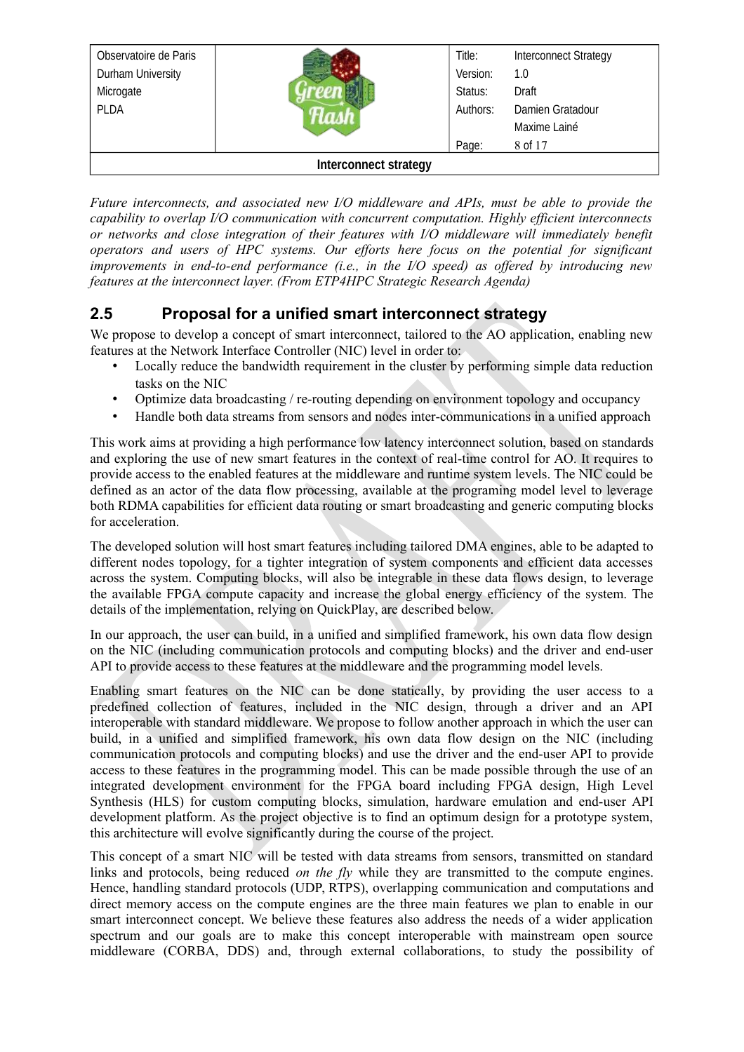*Future interconnects, and associated new I/O middleware and APIs, must be able to provide the capability to overlap I/O communication with concurrent computation. Highly efficient interconnects or networks and close integration of their features with I/O middleware will immediately benefit operators and users of HPC systems. Our efforts here focus on the potential for significant improvements in end-to-end performance (i.e., in the I/O speed) as offered by introducing new features at the interconnect layer. (From ETP4HPC Strategic Research Agenda)*

## 2.5 Proposal for a unified smart interconnect strategy

We propose to develop a concept of smart interconnect, tailored to the AO application, enabling new features at the Network Interface Controller (NIC) level in order to:

- Locally reduce the bandwidth requirement in the cluster by performing simple data reduction tasks on the NIC
- Optimize data broadcasting / re-routing depending on environment topology and occupancy
- Handle both data streams from sensors and nodes inter-communications in a unified approach

This work aims at providing a high performance low latency interconnect solution, based on standards and exploring the use of new smart features in the context of real-time control for AO. It requires to provide access to the enabled features at the middleware and runtime system levels. The NIC could be defined as an actor of the data flow processing, available at the programing model level to leverage both RDMA capabilities for efficient data routing or smart broadcasting and generic computing blocks for acceleration.

The developed solution will host smart features including tailored DMA engines, able to be adapted to different nodes topology, for a tighter integration of system components and efficient data accesses across the system. Computing blocks, will also be integrable in these data flows design, to leverage the available FPGA compute capacity and increase the global energy efficiency of the system. The details of the implementation, relying on QuickPlay, are described below.

In our approach, the user can build, in a unified and simplified framework, his own data flow design on the NIC (including communication protocols and computing blocks) and the driver and end-user API to provide access to these features at the middleware and the programming model levels.

Enabling smart features on the NIC can be done statically, by providing the user access to a predefined collection of features, included in the NIC design, through a driver and an API interoperable with standard middleware. We propose to follow another approach in which the user can build, in a unified and simplified framework, his own data flow design on the NIC (including communication protocols and computing blocks) and use the driver and the end-user API to provide access to these features in the programming model. This can be made possible through the use of an integrated development environment for the FPGA board including FPGA design, High Level Synthesis (HLS) for custom computing blocks, simulation, hardware emulation and end-user API development platform. As the project objective is to find an optimum design for a prototype system, this architecture will evolve significantly during the course of the project.

This concept of a smart NIC will be tested with data streams from sensors, transmitted on standard links and protocols, being reduced *on the fly* while they are transmitted to the compute engines. Hence, handling standard protocols (UDP, RTPS), overlapping communication and computations and direct memory access on the compute engines are the three main features we plan to enable in our smart interconnect concept. We believe these features also address the needs of a wider application spectrum and our goals are to make this concept interoperable with mainstream open source middleware (CORBA, DDS) and, through external collaborations, to study the possibility of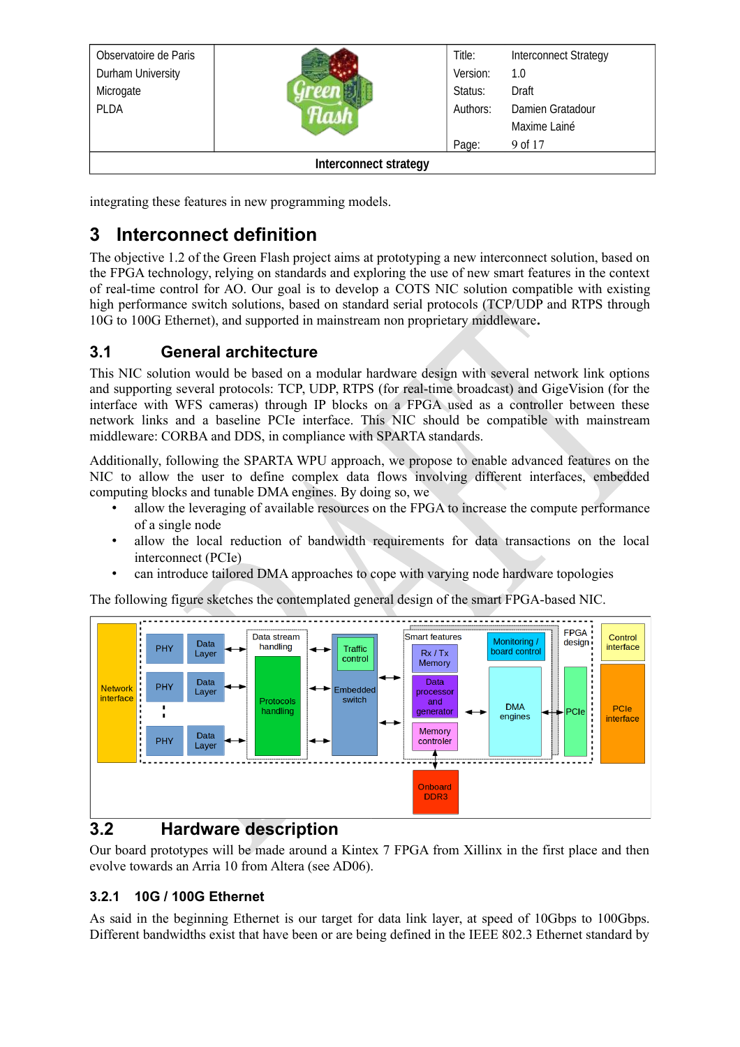integrating these features in new programming models.

# 3 Interconnect definition

The objective 1.2 of the Green Flash project aims at prototyping a new interconnect solution, based on the FPGA technology, relying on standards and exploring the use of new smart features in the context of real-time control for AO. Our goal is to develop a COTS NIC solution compatible with existing high performance switch solutions, based on standard serial protocols (TCP/UDP and RTPS through 10G to 100G Ethernet), and supported in mainstream non proprietary middleware.

## 3.1 General architecture

This NIC solution would be based on a modular hardware design with several network link options and supporting several protocols: TCP, UDP, RTPS (for real-time broadcast) and GigeVision (for the interface with WFS cameras) through IP blocks on a FPGA used as a controller between these network links and a baseline PCIe interface. This NIC should be compatible with mainstream middleware: CORBA and DDS, in compliance with SPARTA standards.

Additionally, following the SPARTA WPU approach, we propose to enable advanced features on the NIC to allow the user to define complex data flows involving different interfaces, embedded computing blocks and tunable DMA engines. By doing so, we

- allow the leveraging of available resources on the FPGA to increase the compute performance of a single node
- allow the local reduction of bandwidth requirements for data transactions on the local interconnect (PCIe)
- can introduce tailored DMA approaches to cope with varying node hardware topologies

The following figure sketches the contemplated general design of the smart FPGA-based NIC.

## 3.2 Hardware description

Our board prototypes will be made around a Kintex 7 FPGA from Xillinx in the first place and then evolve towards an Arria 10 from Altera (see AD06).

### 3.2.1 10G / 100G Ethernet

As said in the beginning Ethernet is our target for data link layer, at speed of 10Gbps to 100Gbps. Different bandwidths exist that have been or are being defined in the IEEE 802.3 Ethernet standard by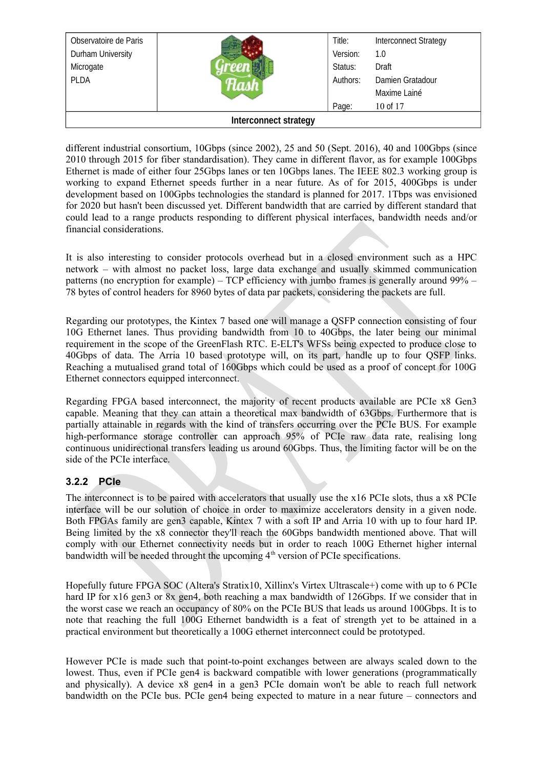different industrial consortium, 10Gbps (since 2002), 25 and 50 (Sept. 2016), 40 and 100Gbps (since 2010 through 2015 for fiber standardisation). They came in different flavor, as for example 100Gbps Ethernet is made of either four 25Gbps lanes or ten 10Gbps lanes. The IEEE 802.3 working group is working to expand Ethernet speeds further in a near future. As of for 2015, 400Gbps is under development based on 100Gpbs technologies the standard is planned for 2017. 1Tbps was envisioned for 2020 but hasn't been discussed yet. Different bandwidth that are carried by different standard that could lead to a range products responding to different physical interfaces, bandwidth needs and/or financial considerations.

It is also interesting to consider protocols overhead but in a closed environment such as a HPC network – with almost no packet loss, large data exchange and usually skimmed communication patterns (no encryption for example) – TCP efficiency with jumbo frames is generally around 99% – 78 bytes of control headers for 8960 bytes of data par packets, considering the packets are full.

Regarding our prototypes, the Kintex 7 based one will manage a QSFP connection consisting of four 10G Ethernet lanes. Thus providing bandwidth from 10 to 40Gbps, the later being our minimal requirement in the scope of the GreenFlash RTC. E-ELT's WFSs being expected to produce close to 40Gbps of data. The Arria 10 based prototype will, on its part, handle up to four QSFP links. Reaching a mutualised grand total of 160Gbps which could be used as a proof of concept for 100G Ethernet connectors equipped interconnect.

Regarding FPGA based interconnect, the majority of recent products available are PCIe x8 Gen3 capable. Meaning that they can attain a theoretical max bandwidth of 63Gbps. Furthermore that is partially attainable in regards with the kind of transfers occurring over the PCIe BUS. For example high-performance storage controller can approach 95% of PCIe raw data rate, realising long continuous unidirectional transfers leading us around 60Gbps. Thus, the limiting factor will be on the side of the PCIe interface.

### 3.2.2 PCIe

The interconnect is to be paired with accelerators that usually use the x16 PCIe slots, thus a x8 PCIe interface will be our solution of choice in order to maximize accelerators density in a given node. Both FPGAs family are gen3 capable, Kintex 7 with a soft IP and Arria 10 with up to four hard IP. Being limited by the x8 connector they'll reach the 60Gbps bandwidth mentioned above. That will comply with our Ethernet connectivity needs but in order to reach 100G Ethernet higher internal bandwidth will be needed throught the upcoming 4$^{th}$ version of PCIe specifications.

Hopefully future FPGA SOC (Altera's Stratix10, Xillinx's Virtex Ultrascale+) come with up to 6 PCIe hard IP for x16 gen3 or 8x gen4, both reaching a max bandwidth of 126Gbps. If we consider that in the worst case we reach an occupancy of 80% on the PCIe BUS that leads us around 100Gbps. It is to note that reaching the full 100G Ethernet bandwidth is a feat of strength yet to be attained in a practical environment but theoretically a 100G ethernet interconnect could be prototyped.

However PCIe is made such that point-to-point exchanges between are always scaled down to the lowest. Thus, even if PCIe gen4 is backward compatible with lower generations (programmatically and physically). A device x8 gen4 in a gen3 PCIe domain won't be able to reach full network bandwidth on the PCIe bus. PCIe gen4 being expected to mature in a near future – connectors and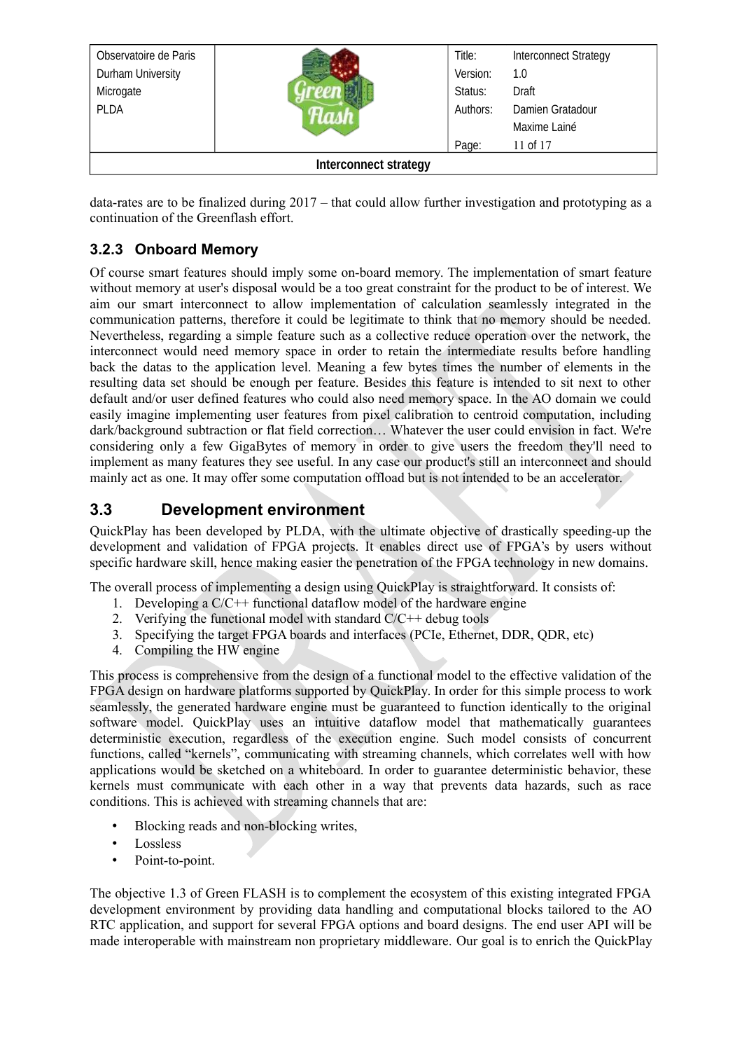data-rates are to be finalized during 2017 – that could allow further investigation and prototyping as a continuation of the Greenflash effort.

### 3.2.3 Onboard Memory

Of course smart features should imply some on-board memory. The implementation of smart feature without memory at user's disposal would be a too great constraint for the product to be of interest. We aim our smart interconnect to allow implementation of calculation seamlessly integrated in the communication patterns, therefore it could be legitimate to think that no memory should be needed. Nevertheless, regarding a simple feature such as a collective reduce operation over the network, the interconnect would need memory space in order to retain the intermediate results before handling back the datas to the application level. Meaning a few bytes times the number of elements in the resulting data set should be enough per feature. Besides this feature is intended to sit next to other default and/or user defined features who could also need memory space. In the AO domain we could easily imagine implementing user features from pixel calibration to centroid computation, including dark/background subtraction or flat field correction… Whatever the user could envision in fact. We're considering only a few GigaBytes of memory in order to give users the freedom they'll need to implement as many features they see useful. In any case our product's still an interconnect and should mainly act as one. It may offer some computation offload but is not intended to be an accelerator.

## 3.3 Development environment

QuickPlay has been developed by PLDA, with the ultimate objective of drastically speeding-up the development and validation of FPGA projects. It enables direct use of FPGA's by users without specific hardware skill, hence making easier the penetration of the FPGA technology in new domains.

The overall process of implementing a design using QuickPlay is straightforward. It consists of:

1. Developing a C/C++ functional dataflow model of the hardware engine
2. Verifying the functional model with standard C/C++ debug tools
3. Specifying the target FPGA boards and interfaces (PCIe, Ethernet, DDR, QDR, etc)
4. Compiling the HW engine

This process is comprehensive from the design of a functional model to the effective validation of the FPGA design on hardware platforms supported by QuickPlay. In order for this simple process to work seamlessly, the generated hardware engine must be guaranteed to function identically to the original software model. QuickPlay uses an intuitive dataflow model that mathematically guarantees deterministic execution, regardless of the execution engine. Such model consists of concurrent functions, called "kernels", communicating with streaming channels, which correlates well with how applications would be sketched on a whiteboard. In order to guarantee deterministic behavior, these kernels must communicate with each other in a way that prevents data hazards, such as race conditions. This is achieved with streaming channels that are:

- Blocking reads and non-blocking writes,
- Lossless
- Point-to-point.

The objective 1.3 of Green FLASH is to complement the ecosystem of this existing integrated FPGA development environment by providing data handling and computational blocks tailored to the AO RTC application, and support for several FPGA options and board designs. The end user API will be made interoperable with mainstream non proprietary middleware. Our goal is to enrich the QuickPlay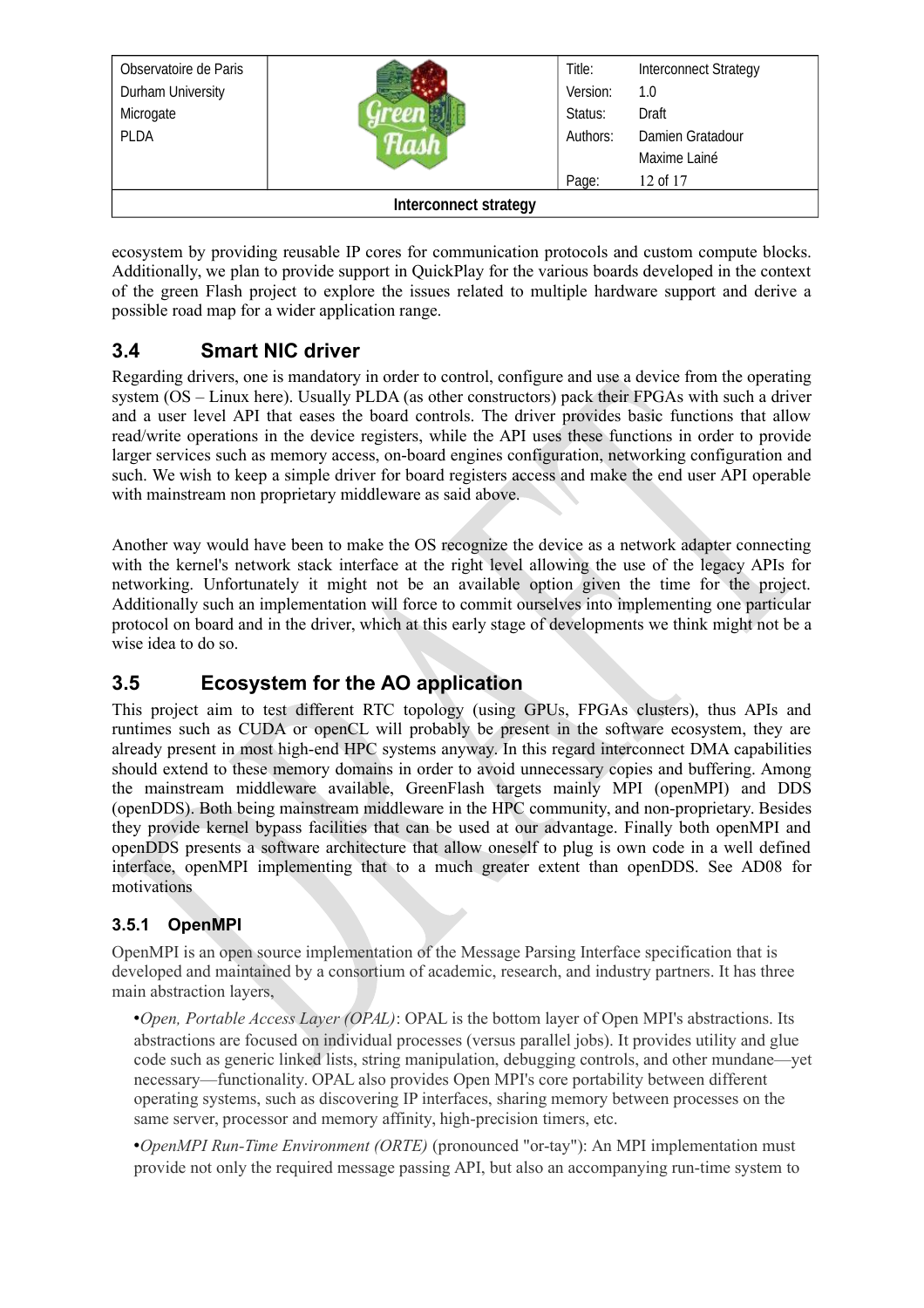ecosystem by providing reusable IP cores for communication protocols and custom compute blocks. Additionally, we plan to provide support in QuickPlay for the various boards developed in the context of the green Flash project to explore the issues related to multiple hardware support and derive a possible road map for a wider application range.

## 3.4 Smart NIC driver

Regarding drivers, one is mandatory in order to control, configure and use a device from the operating system (OS – Linux here). Usually PLDA (as other constructors) pack their FPGAs with such a driver and a user level API that eases the board controls. The driver provides basic functions that allow read/write operations in the device registers, while the API uses these functions in order to provide larger services such as memory access, on-board engines configuration, networking configuration and such. We wish to keep a simple driver for board registers access and make the end user API operable with mainstream non proprietary middleware as said above.

Another way would have been to make the OS recognize the device as a network adapter connecting with the kernel's network stack interface at the right level allowing the use of the legacy APIs for networking. Unfortunately it might not be an available option given the time for the project. Additionally such an implementation will force to commit ourselves into implementing one particular protocol on board and in the driver, which at this early stage of developments we think might not be a wise idea to do so.

## 3.5 Ecosystem for the AO application

This project aim to test different RTC topology (using GPUs, FPGAs clusters), thus APIs and runtimes such as CUDA or openCL will probably be present in the software ecosystem, they are already present in most high-end HPC systems anyway. In this regard interconnect DMA capabilities should extend to these memory domains in order to avoid unnecessary copies and buffering. Among the mainstream middleware available, GreenFlash targets mainly MPI (openMPI) and DDS (openDDS). Both being mainstream middleware in the HPC community, and non-proprietary. Besides they provide kernel bypass facilities that can be used at our advantage. Finally both openMPI and openDDS presents a software architecture that allow oneself to plug is own code in a well defined interface, openMPI implementing that to a much greater extent than openDDS. See AD08 for motivations

### 3.5.1 OpenMPI

OpenMPI is an open source implementation of the Message Parsing Interface specification that is developed and maintained by a consortium of academic, research, and industry partners. It has three main abstraction layers,

- *Open, Portable Access Layer (OPAL)*: OPAL is the bottom layer of Open MPI's abstractions. Its abstractions are focused on individual processes (versus parallel jobs). It provides utility and glue code such as generic linked lists, string manipulation, debugging controls, and other mundane—yet necessary—functionality. OPAL also provides Open MPI's core portability between different operating systems, such as discovering IP interfaces, sharing memory between processes on the same server, processor and memory affinity, high-precision timers, etc.
- *OpenMPI Run-Time Environment (ORTE)* (pronounced "or-tay"): An MPI implementation must provide not only the required message passing API, but also an accompanying run-time system to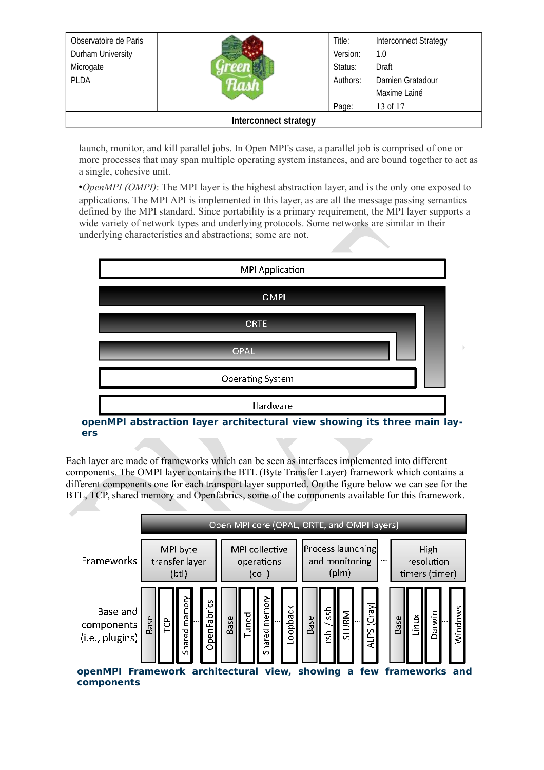launch, monitor, and kill parallel jobs. In Open MPI's case, a parallel job is comprised of one or more processes that may span multiple operating system instances, and are bound together to act as a single, cohesive unit.

•*OpenMPI (OMPI)*: The MPI layer is the highest abstraction layer, and is the only one exposed to applications. The MPI API is implemented in this layer, as are all the message passing semantics defined by the MPI standard. Since portability is a primary requirement, the MPI layer supports a wide variety of network types and underlying protocols. Some networks are similar in their underlying characteristics and abstractions; some are not.

MPI Application

OMPI

ORTE

OPAL

Operating System

Hardware

**openMPI abstraction layer architectural view showing its three main layers**

Each layer are made of frameworks which can be seen as interfaces implemented into different components. The OMPI layer contains the BTL (Byte Transfer Layer) framework which contains a different components one for each transport layer supported. On the figure below we can see for the BTL, TCP, shared memory and Openfabrics, some of the components available for this framework.

Open MPI core (OPAL, ORTE, and OMPI layers)

| Frameworks | MPI byte transfer layer (btl) | MPI collective operations (coll) | Process launching and monitoring (plm) | … | High resolution timers (timer) |
|---|---|---|---|---|---|
| Base and components (i.e., plugins) | Base, TCP, Shared memory, …, OpenFabrics | Base, Tuned, Shared memory, …, Loopback | Base, rsh / ssh, SLURM, …, ALPS (Cray) | | Base, Linux, Darwin, …, Windows |

**openMPI Framework architectural view, showing a few frameworks and components**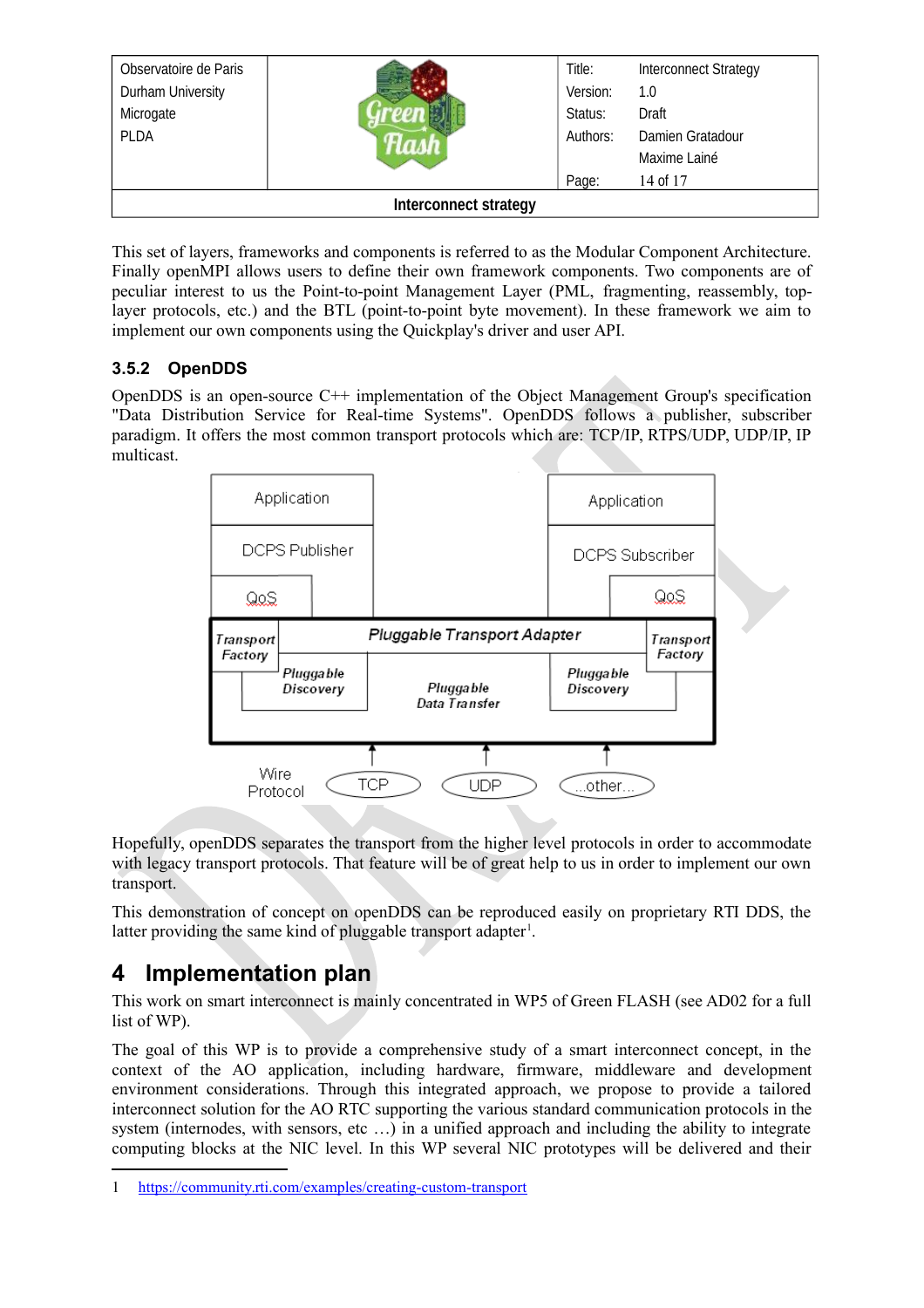This set of layers, frameworks and components is referred to as the Modular Component Architecture. Finally openMPI allows users to define their own framework components. Two components are of peculiar interest to us the Point-to-point Management Layer (PML, fragmenting, reassembly, top-layer protocols, etc.) and the BTL (point-to-point byte movement). In these framework we aim to implement our own components using the Quickplay's driver and user API.

### 3.5.2 OpenDDS

OpenDDS is an open-source C++ implementation of the Object Management Group's specification "Data Distribution Service for Real-time Systems". OpenDDS follows a publisher, subscriber paradigm. It offers the most common transport protocols which are: TCP/IP, RTPS/UDP, UDP/IP, IP multicast.

Hopefully, openDDS separates the transport from the higher level protocols in order to accommodate with legacy transport protocols. That feature will be of great help to us in order to implement our own transport.

This demonstration of concept on openDDS can be reproduced easily on proprietary RTI DDS, the latter providing the same kind of pluggable transport adapter[1].

# 4 Implementation plan

This work on smart interconnect is mainly concentrated in WP5 of Green FLASH (see AD02 for a full list of WP).

The goal of this WP is to provide a comprehensive study of a smart interconnect concept, in the context of the AO application, including hardware, firmware, middleware and development environment considerations. Through this integrated approach, we propose to provide a tailored interconnect solution for the AO RTC supporting the various standard communication protocols in the system (internodes, with sensors, etc …) in a unified approach and including the ability to integrate computing blocks at the NIC level. In this WP several NIC prototypes will be delivered and their

1 https://community.rti.com/examples/creating-custom-transport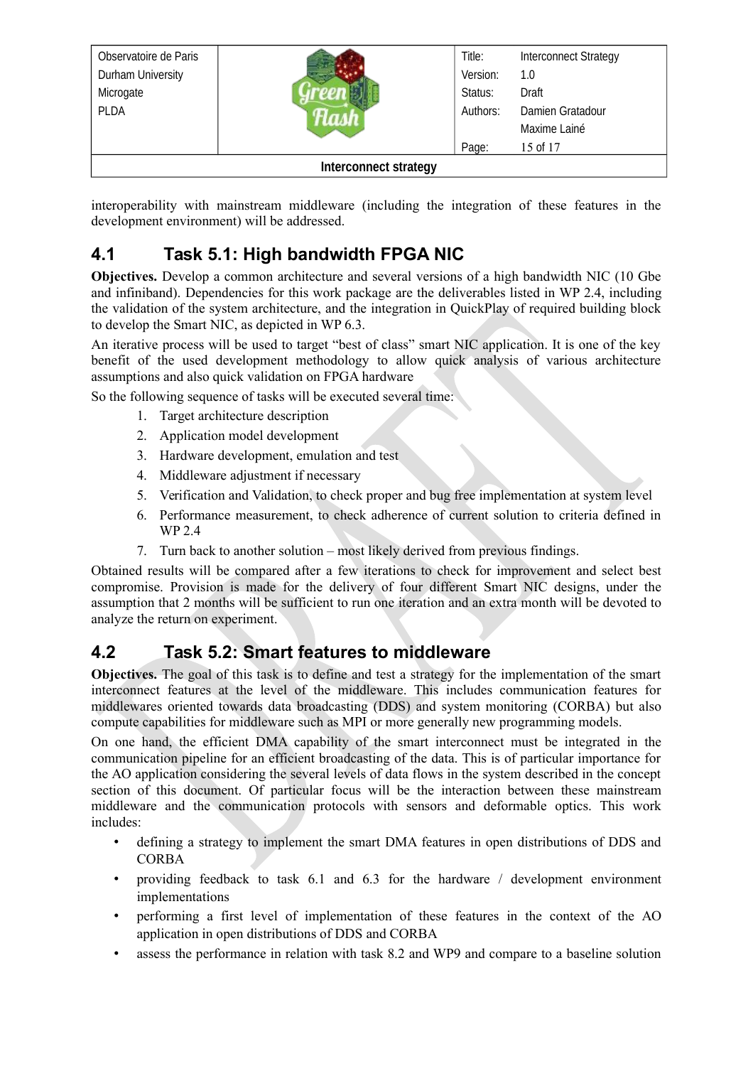interoperability with mainstream middleware (including the integration of these features in the development environment) will be addressed.

## 4.1 Task 5.1: High bandwidth FPGA NIC

**Objectives.** Develop a common architecture and several versions of a high bandwidth NIC (10 Gbe and infiniband). Dependencies for this work package are the deliverables listed in WP 2.4, including the validation of the system architecture, and the integration in QuickPlay of required building block to develop the Smart NIC, as depicted in WP 6.3.

An iterative process will be used to target "best of class" smart NIC application. It is one of the key benefit of the used development methodology to allow quick analysis of various architecture assumptions and also quick validation on FPGA hardware

So the following sequence of tasks will be executed several time:

1. Target architecture description
2. Application model development
3. Hardware development, emulation and test
4. Middleware adjustment if necessary
5. Verification and Validation, to check proper and bug free implementation at system level
6. Performance measurement, to check adherence of current solution to criteria defined in WP 2.4
7. Turn back to another solution – most likely derived from previous findings.

Obtained results will be compared after a few iterations to check for improvement and select best compromise. Provision is made for the delivery of four different Smart NIC designs, under the assumption that 2 months will be sufficient to run one iteration and an extra month will be devoted to analyze the return on experiment.

## 4.2 Task 5.2: Smart features to middleware

**Objectives.** The goal of this task is to define and test a strategy for the implementation of the smart interconnect features at the level of the middleware. This includes communication features for middlewares oriented towards data broadcasting (DDS) and system monitoring (CORBA) but also compute capabilities for middleware such as MPI or more generally new programming models.

On one hand, the efficient DMA capability of the smart interconnect must be integrated in the communication pipeline for an efficient broadcasting of the data. This is of particular importance for the AO application considering the several levels of data flows in the system described in the concept section of this document. Of particular focus will be the interaction between these mainstream middleware and the communication protocols with sensors and deformable optics. This work includes:

- defining a strategy to implement the smart DMA features in open distributions of DDS and CORBA
- providing feedback to task 6.1 and 6.3 for the hardware / development environment implementations
- performing a first level of implementation of these features in the context of the AO application in open distributions of DDS and CORBA
- assess the performance in relation with task 8.2 and WP9 and compare to a baseline solution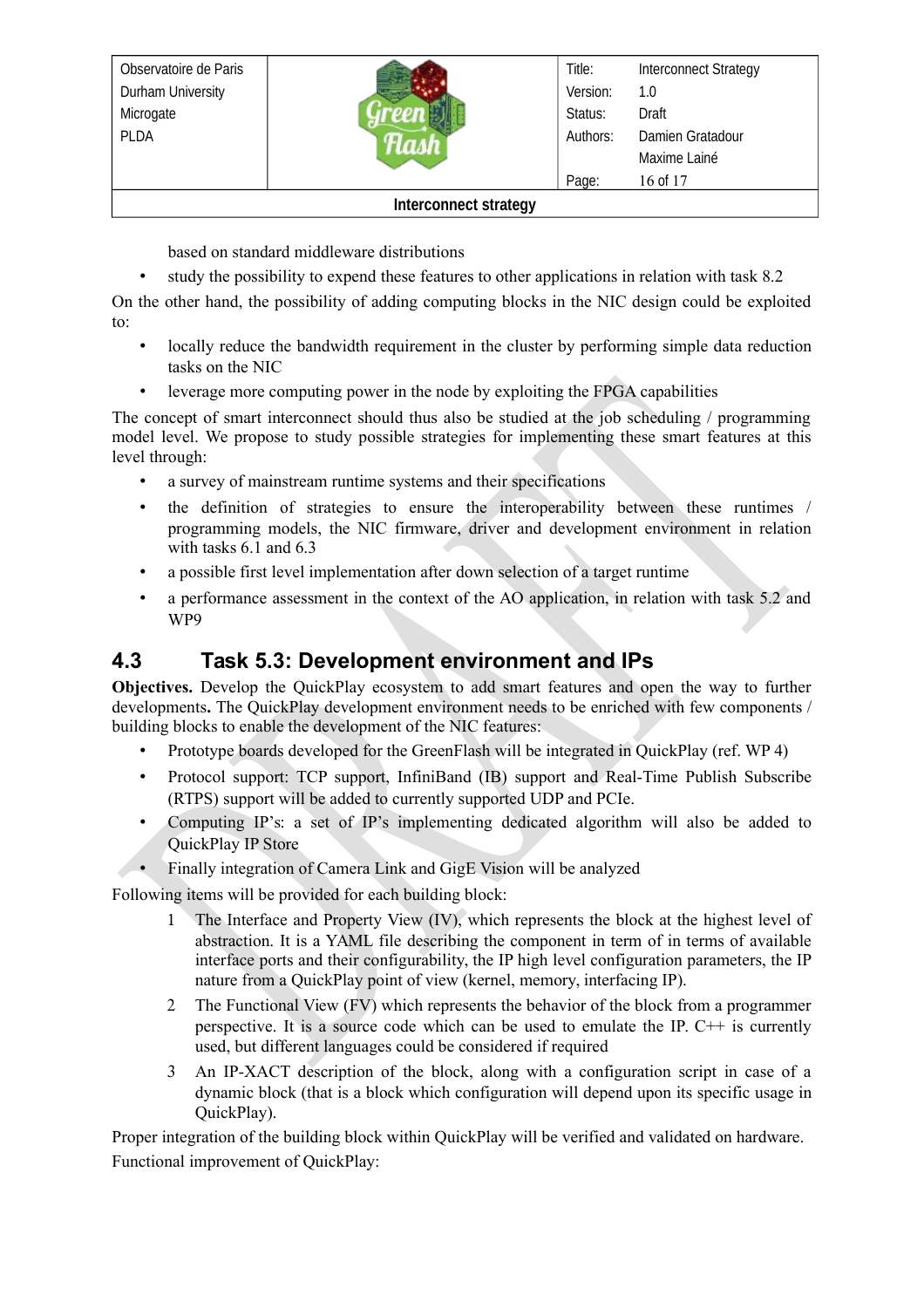based on standard middleware distributions

- study the possibility to expend these features to other applications in relation with task 8.2

On the other hand, the possibility of adding computing blocks in the NIC design could be exploited to:

- locally reduce the bandwidth requirement in the cluster by performing simple data reduction tasks on the NIC
- leverage more computing power in the node by exploiting the FPGA capabilities

The concept of smart interconnect should thus also be studied at the job scheduling / programming model level. We propose to study possible strategies for implementing these smart features at this level through:

- a survey of mainstream runtime systems and their specifications
- the definition of strategies to ensure the interoperability between these runtimes / programming models, the NIC firmware, driver and development environment in relation with tasks 6.1 and 6.3
- a possible first level implementation after down selection of a target runtime
- a performance assessment in the context of the AO application, in relation with task 5.2 and WP9

## 4.3 Task 5.3: Development environment and IPs

**Objectives.** Develop the QuickPlay ecosystem to add smart features and open the way to further developments**.** The QuickPlay development environment needs to be enriched with few components / building blocks to enable the development of the NIC features:

- Prototype boards developed for the GreenFlash will be integrated in QuickPlay (ref. WP 4)
- Protocol support: TCP support, InfiniBand (IB) support and Real-Time Publish Subscribe (RTPS) support will be added to currently supported UDP and PCIe.
- Computing IP's: a set of IP's implementing dedicated algorithm will also be added to QuickPlay IP Store
- Finally integration of Camera Link and GigE Vision will be analyzed

Following items will be provided for each building block:

1. The Interface and Property View (IV), which represents the block at the highest level of abstraction. It is a YAML file describing the component in term of in terms of available interface ports and their configurability, the IP high level configuration parameters, the IP nature from a QuickPlay point of view (kernel, memory, interfacing IP).
2. The Functional View (FV) which represents the behavior of the block from a programmer perspective. It is a source code which can be used to emulate the IP. C++ is currently used, but different languages could be considered if required
3. An IP-XACT description of the block, along with a configuration script in case of a dynamic block (that is a block which configuration will depend upon its specific usage in QuickPlay).

Proper integration of the building block within QuickPlay will be verified and validated on hardware.

Functional improvement of QuickPlay: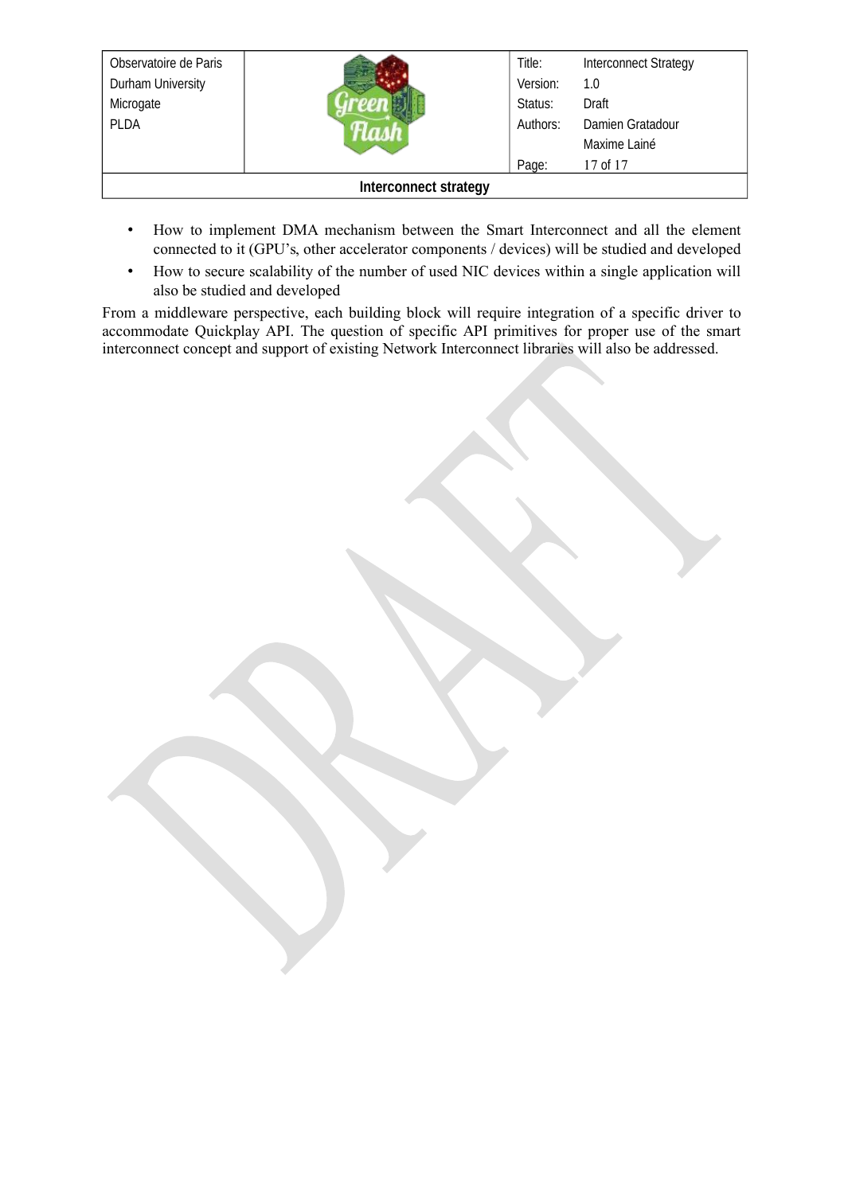- How to implement DMA mechanism between the Smart Interconnect and all the element connected to it (GPU's, other accelerator components / devices) will be studied and developed
- How to secure scalability of the number of used NIC devices within a single application will also be studied and developed

From a middleware perspective, each building block will require integration of a specific driver to accommodate Quickplay API. The question of specific API primitives for proper use of the smart interconnect concept and support of existing Network Interconnect libraries will also be addressed.